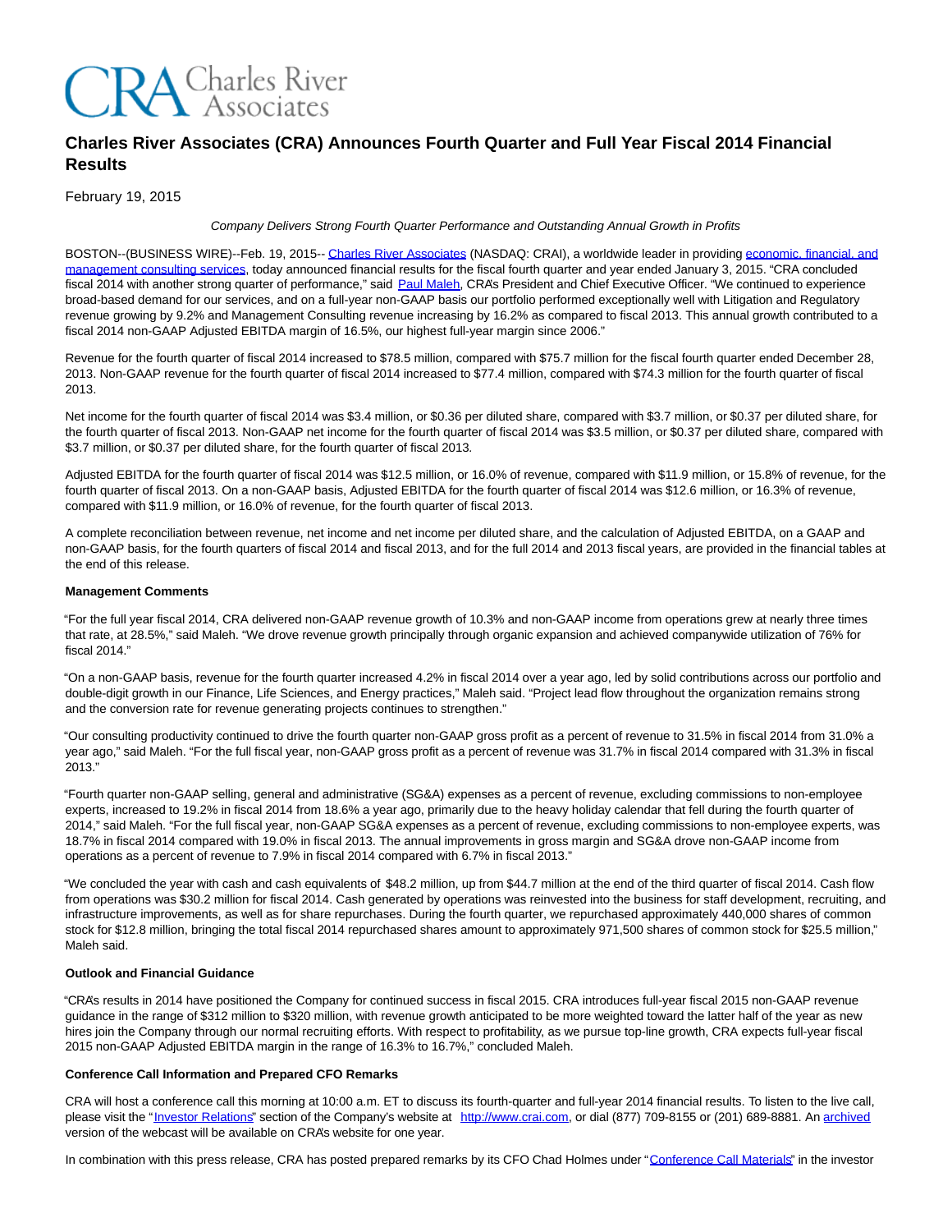CRA Charles River Associates

# Charles River Associates (CRA) Announces Fourth Quarter and Full Year Fiscal 2014 Financial Results

February 19, 2015

*Company Delivers Strong Fourth Quarter Performance and Outstanding Annual Growth in Profits*

BOSTON--(BUSINESS WIRE)--Feb. 19, 2015-- Charles River Associates (NASDAQ: CRAI), a worldwide leader in providing economic, financial, and management consulting services, today announced financial results for the fiscal fourth quarter and year ended January 3, 2015. "CRA concluded fiscal 2014 with another strong quarter of performance," said Paul Maleh, CRA's President and Chief Executive Officer. "We continued to experience broad-based demand for our services, and on a full-year non-GAAP basis our portfolio performed exceptionally well with Litigation and Regulatory revenue growing by 9.2% and Management Consulting revenue increasing by 16.2% as compared to fiscal 2013. This annual growth contributed to a fiscal 2014 non-GAAP Adjusted EBITDA margin of 16.5%, our highest full-year margin since 2006."

Revenue for the fourth quarter of fiscal 2014 increased to $78.5 million, compared with $75.7 million for the fiscal fourth quarter ended December 28, 2013. Non-GAAP revenue for the fourth quarter of fiscal 2014 increased to $77.4 million, compared with $74.3 million for the fourth quarter of fiscal 2013.

Net income for the fourth quarter of fiscal 2014 was $3.4 million, or $0.36 per diluted share, compared with $3.7 million, or $0.37 per diluted share, for the fourth quarter of fiscal 2013. Non-GAAP net income for the fourth quarter of fiscal 2014 was $3.5 million, or $0.37 per diluted share, compared with $3.7 million, or $0.37 per diluted share, for the fourth quarter of fiscal 2013.

Adjusted EBITDA for the fourth quarter of fiscal 2014 was $12.5 million, or 16.0% of revenue, compared with $11.9 million, or 15.8% of revenue, for the fourth quarter of fiscal 2013. On a non-GAAP basis, Adjusted EBITDA for the fourth quarter of fiscal 2014 was $12.6 million, or 16.3% of revenue, compared with $11.9 million, or 16.0% of revenue, for the fourth quarter of fiscal 2013.

A complete reconciliation between revenue, net income and net income per diluted share, and the calculation of Adjusted EBITDA, on a GAAP and non-GAAP basis, for the fourth quarters of fiscal 2014 and fiscal 2013, and for the full 2014 and 2013 fiscal years, are provided in the financial tables at the end of this release.

**Management Comments**

"For the full year fiscal 2014, CRA delivered non-GAAP revenue growth of 10.3% and non-GAAP income from operations grew at nearly three times that rate, at 28.5%," said Maleh. "We drove revenue growth principally through organic expansion and achieved companywide utilization of 76% for fiscal 2014."

"On a non-GAAP basis, revenue for the fourth quarter increased 4.2% in fiscal 2014 over a year ago, led by solid contributions across our portfolio and double-digit growth in our Finance, Life Sciences, and Energy practices," Maleh said. "Project lead flow throughout the organization remains strong and the conversion rate for revenue generating projects continues to strengthen."

"Our consulting productivity continued to drive the fourth quarter non-GAAP gross profit as a percent of revenue to 31.5% in fiscal 2014 from 31.0% a year ago," said Maleh. "For the full fiscal year, non-GAAP gross profit as a percent of revenue was 31.7% in fiscal 2014 compared with 31.3% in fiscal 2013."

"Fourth quarter non-GAAP selling, general and administrative (SG&A) expenses as a percent of revenue, excluding commissions to non-employee experts, increased to 19.2% in fiscal 2014 from 18.6% a year ago, primarily due to the heavy holiday calendar that fell during the fourth quarter of 2014," said Maleh. "For the full fiscal year, non-GAAP SG&A expenses as a percent of revenue, excluding commissions to non-employee experts, was 18.7% in fiscal 2014 compared with 19.0% in fiscal 2013. The annual improvements in gross margin and SG&A drove non-GAAP income from operations as a percent of revenue to 7.9% in fiscal 2014 compared with 6.7% in fiscal 2013."

"We concluded the year with cash and cash equivalents of $48.2 million, up from $44.7 million at the end of the third quarter of fiscal 2014. Cash flow from operations was $30.2 million for fiscal 2014. Cash generated by operations was reinvested into the business for staff development, recruiting, and infrastructure improvements, as well as for share repurchases. During the fourth quarter, we repurchased approximately 440,000 shares of common stock for $12.8 million, bringing the total fiscal 2014 repurchased shares amount to approximately 971,500 shares of common stock for $25.5 million," Maleh said.

**Outlook and Financial Guidance**

"CRA's results in 2014 have positioned the Company for continued success in fiscal 2015. CRA introduces full-year fiscal 2015 non-GAAP revenue guidance in the range of $312 million to $320 million, with revenue growth anticipated to be more weighted toward the latter half of the year as new hires join the Company through our normal recruiting efforts. With respect to profitability, as we pursue top-line growth, CRA expects full-year fiscal 2015 non-GAAP Adjusted EBITDA margin in the range of 16.3% to 16.7%," concluded Maleh.

**Conference Call Information and Prepared CFO Remarks**

CRA will host a conference call this morning at 10:00 a.m. ET to discuss its fourth-quarter and full-year 2014 financial results. To listen to the live call, please visit the "Investor Relations" section of the Company's website at http://www.crai.com, or dial (877) 709-8155 or (201) 689-8881. An archived version of the webcast will be available on CRA's website for one year.

In combination with this press release, CRA has posted prepared remarks by its CFO Chad Holmes under "Conference Call Materials" in the investor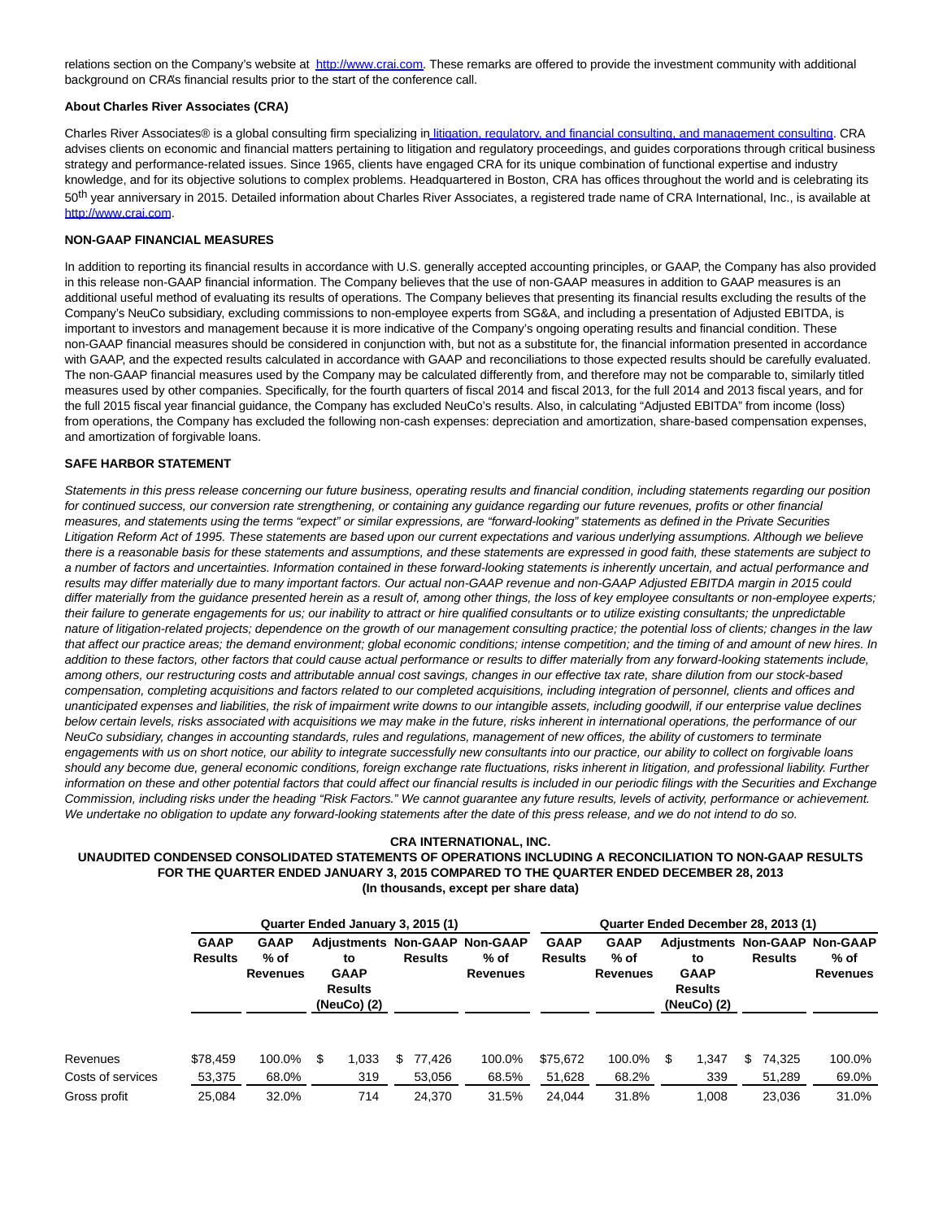relations section on the Company's website at http://www.crai.com. These remarks are offered to provide the investment community with additional background on CRA's financial results prior to the start of the conference call.

**About Charles River Associates (CRA)**

Charles River Associates® is a global consulting firm specializing in litigation, regulatory, and financial consulting, and management consulting. CRA advises clients on economic and financial matters pertaining to litigation and regulatory proceedings, and guides corporations through critical business strategy and performance-related issues. Since 1965, clients have engaged CRA for its unique combination of functional expertise and industry knowledge, and for its objective solutions to complex problems. Headquartered in Boston, CRA has offices throughout the world and is celebrating its 50th year anniversary in 2015. Detailed information about Charles River Associates, a registered trade name of CRA International, Inc., is available at http://www.crai.com.

**NON-GAAP FINANCIAL MEASURES**

In addition to reporting its financial results in accordance with U.S. generally accepted accounting principles, or GAAP, the Company has also provided in this release non-GAAP financial information. The Company believes that the use of non-GAAP measures in addition to GAAP measures is an additional useful method of evaluating its results of operations. The Company believes that presenting its financial results excluding the results of the Company's NeuCo subsidiary, excluding commissions to non-employee experts from SG&A, and including a presentation of Adjusted EBITDA, is important to investors and management because it is more indicative of the Company's ongoing operating results and financial condition. These non-GAAP financial measures should be considered in conjunction with, but not as a substitute for, the financial information presented in accordance with GAAP, and the expected results calculated in accordance with GAAP and reconciliations to those expected results should be carefully evaluated. The non-GAAP financial measures used by the Company may be calculated differently from, and therefore may not be comparable to, similarly titled measures used by other companies. Specifically, for the fourth quarters of fiscal 2014 and fiscal 2013, for the full 2014 and 2013 fiscal years, and for the full 2015 fiscal year financial guidance, the Company has excluded NeuCo's results. Also, in calculating "Adjusted EBITDA" from income (loss) from operations, the Company has excluded the following non-cash expenses: depreciation and amortization, share-based compensation expenses, and amortization of forgivable loans.

**SAFE HARBOR STATEMENT**

*Statements in this press release concerning our future business, operating results and financial condition, including statements regarding our position for continued success, our conversion rate strengthening, or containing any guidance regarding our future revenues, profits or other financial measures, and statements using the terms "expect" or similar expressions, are "forward-looking" statements as defined in the Private Securities Litigation Reform Act of 1995. These statements are based upon our current expectations and various underlying assumptions. Although we believe there is a reasonable basis for these statements and assumptions, and these statements are expressed in good faith, these statements are subject to a number of factors and uncertainties. Information contained in these forward-looking statements is inherently uncertain, and actual performance and results may differ materially due to many important factors. Our actual non-GAAP revenue and non-GAAP Adjusted EBITDA margin in 2015 could differ materially from the guidance presented herein as a result of, among other things, the loss of key employee consultants or non-employee experts; their failure to generate engagements for us; our inability to attract or hire qualified consultants or to utilize existing consultants; the unpredictable nature of litigation-related projects; dependence on the growth of our management consulting practice; the potential loss of clients; changes in the law that affect our practice areas; the demand environment; global economic conditions; intense competition; and the timing of and amount of new hires. In addition to these factors, other factors that could cause actual performance or results to differ materially from any forward-looking statements include, among others, our restructuring costs and attributable annual cost savings, changes in our effective tax rate, share dilution from our stock-based compensation, completing acquisitions and factors related to our completed acquisitions, including integration of personnel, clients and offices and unanticipated expenses and liabilities, the risk of impairment write downs to our intangible assets, including goodwill, if our enterprise value declines below certain levels, risks associated with acquisitions we may make in the future, risks inherent in international operations, the performance of our NeuCo subsidiary, changes in accounting standards, rules and regulations, management of new offices, the ability of customers to terminate engagements with us on short notice, our ability to integrate successfully new consultants into our practice, our ability to collect on forgivable loans should any become due, general economic conditions, foreign exchange rate fluctuations, risks inherent in litigation, and professional liability. Further information on these and other potential factors that could affect our financial results is included in our periodic filings with the Securities and Exchange Commission, including risks under the heading "Risk Factors." We cannot guarantee any future results, levels of activity, performance or achievement. We undertake no obligation to update any forward-looking statements after the date of this press release, and we do not intend to do so.*

**CRA INTERNATIONAL, INC.**
**UNAUDITED CONDENSED CONSOLIDATED STATEMENTS OF OPERATIONS INCLUDING A RECONCILIATION TO NON-GAAP RESULTS**
**FOR THE QUARTER ENDED JANUARY 3, 2015 COMPARED TO THE QUARTER ENDED DECEMBER 28, 2013**
**(In thousands, except per share data)**

| | Quarter Ended January 3, 2015 (1) | | | | | Quarter Ended December 28, 2013 (1) | | | | |
|---|---|---|---|---|---|---|---|---|---|---|
| | GAAP Results | GAAP % of Revenues | Adjustments to GAAP Results (NeuCo) (2) | Non-GAAP Results | Non-GAAP % of Revenues | GAAP Results | GAAP % of Revenues | Adjustments to GAAP Results (NeuCo) (2) | Non-GAAP Results | Non-GAAP % of Revenues |
| Revenues | $78,459 | 100.0% | $ 1,033 | $ 77,426 | 100.0% | $75,672 | 100.0% | $ 1,347 | $ 74,325 | 100.0% |
| Costs of services | 53,375 | 68.0% | 319 | 53,056 | 68.5% | 51,628 | 68.2% | 339 | 51,289 | 69.0% |
| Gross profit | 25,084 | 32.0% | 714 | 24,370 | 31.5% | 24,044 | 31.8% | 1,008 | 23,036 | 31.0% |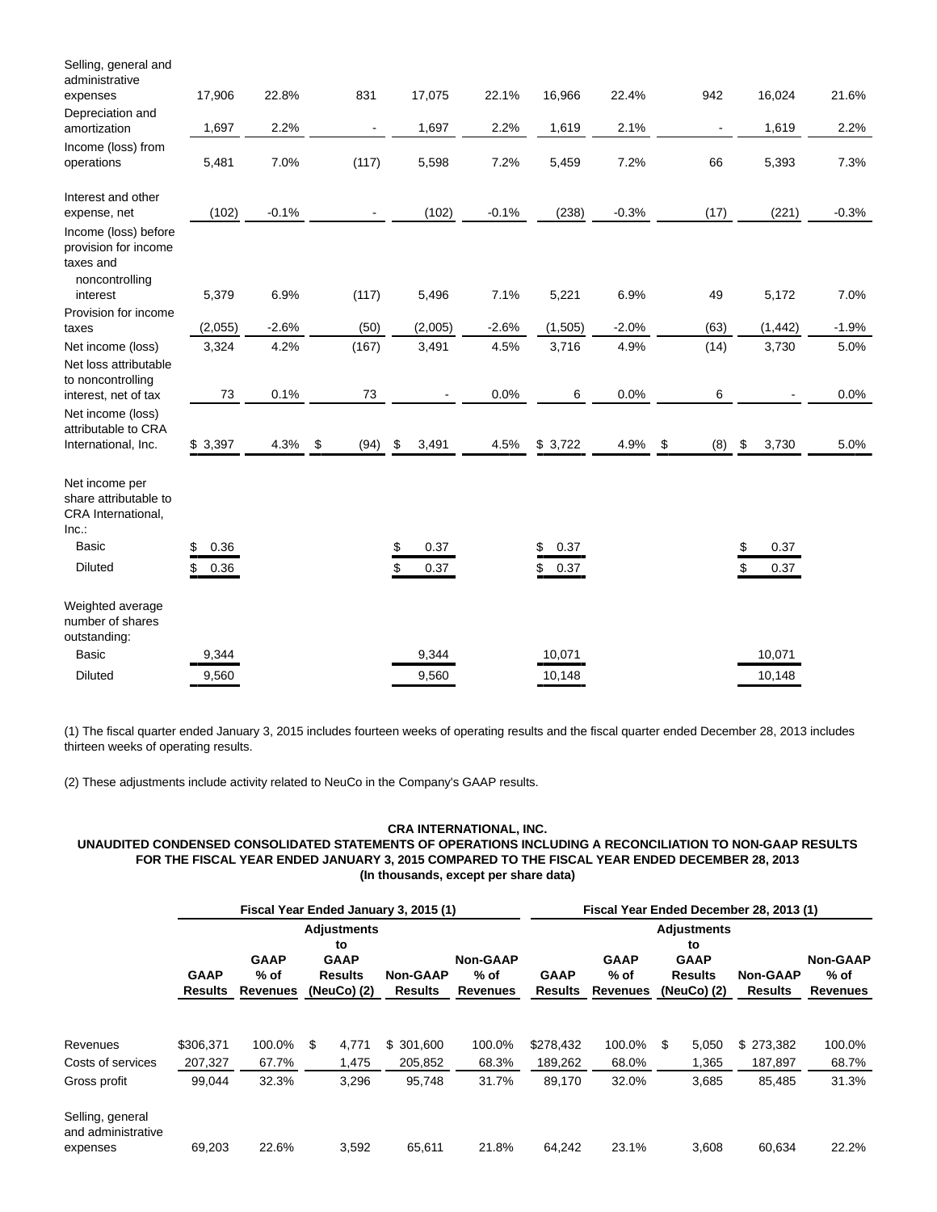| | | | | | | | | | | |
|---|---|---|---|---|---|---|---|---|---|---|
| Selling, general and administrative expenses | 17,906 | 22.8% | 831 | 17,075 | 22.1% | 16,966 | 22.4% | 942 | 16,024 | 21.6% |
| Depreciation and amortization | 1,697 | 2.2% | - | 1,697 | 2.2% | 1,619 | 2.1% | - | 1,619 | 2.2% |
| Income (loss) from operations | 5,481 | 7.0% | (117) | 5,598 | 7.2% | 5,459 | 7.2% | 66 | 5,393 | 7.3% |
| Interest and other expense, net | (102) | -0.1% | - | (102) | -0.1% | (238) | -0.3% | (17) | (221) | -0.3% |
| Income (loss) before provision for income taxes and noncontrolling interest | 5,379 | 6.9% | (117) | 5,496 | 7.1% | 5,221 | 6.9% | 49 | 5,172 | 7.0% |
| Provision for income taxes | (2,055) | -2.6% | (50) | (2,005) | -2.6% | (1,505) | -2.0% | (63) | (1,442) | -1.9% |
| Net income (loss) | 3,324 | 4.2% | (167) | 3,491 | 4.5% | 3,716 | 4.9% | (14) | 3,730 | 5.0% |
| Net loss attributable to noncontrolling interest, net of tax | 73 | 0.1% | 73 | - | 0.0% | 6 | 0.0% | 6 | - | 0.0% |
| Net income (loss) attributable to CRA International, Inc. | $ 3,397 | 4.3% | $ (94) | $ 3,491 | 4.5% | $ 3,722 | 4.9% | $ (8) | $ 3,730 | 5.0% |
| Net income per share attributable to CRA International, Inc.: | | | | | | | | | | |
| Basic | $ 0.36 | | | $ 0.37 | | $ 0.37 | | | $ 0.37 | |
| Diluted | $ 0.36 | | | $ 0.37 | | $ 0.37 | | | $ 0.37 | |
| Weighted average number of shares outstanding: | | | | | | | | | | |
| Basic | 9,344 | | | 9,344 | | 10,071 | | | 10,071 | |
| Diluted | 9,560 | | | 9,560 | | 10,148 | | | 10,148 | |

(1) The fiscal quarter ended January 3, 2015 includes fourteen weeks of operating results and the fiscal quarter ended December 28, 2013 includes thirteen weeks of operating results.

(2) These adjustments include activity related to NeuCo in the Company's GAAP results.

**CRA INTERNATIONAL, INC.**
**UNAUDITED CONDENSED CONSOLIDATED STATEMENTS OF OPERATIONS INCLUDING A RECONCILIATION TO NON-GAAP RESULTS**
**FOR THE FISCAL YEAR ENDED JANUARY 3, 2015 COMPARED TO THE FISCAL YEAR ENDED DECEMBER 28, 2013**
**(In thousands, except per share data)**

| | Fiscal Year Ended January 3, 2015 (1) | | | | | Fiscal Year Ended December 28, 2013 (1) | | | | |
|---|---|---|---|---|---|---|---|---|---|---|
| | GAAP Results | GAAP % of Revenues | Adjustments to GAAP Results (NeuCo) (2) | Non-GAAP Results | Non-GAAP % of Revenues | GAAP Results | GAAP % of Revenues | Adjustments to GAAP Results (NeuCo) (2) | Non-GAAP Results | Non-GAAP % of Revenues |
| Revenues | $306,371 | 100.0% | $ 4,771 | $ 301,600 | 100.0% | $278,432 | 100.0% | $ 5,050 | $ 273,382 | 100.0% |
| Costs of services | 207,327 | 67.7% | 1,475 | 205,852 | 68.3% | 189,262 | 68.0% | 1,365 | 187,897 | 68.7% |
| Gross profit | 99,044 | 32.3% | 3,296 | 95,748 | 31.7% | 89,170 | 32.0% | 3,685 | 85,485 | 31.3% |
| Selling, general and administrative expenses | 69,203 | 22.6% | 3,592 | 65,611 | 21.8% | 64,242 | 23.1% | 3,608 | 60,634 | 22.2% |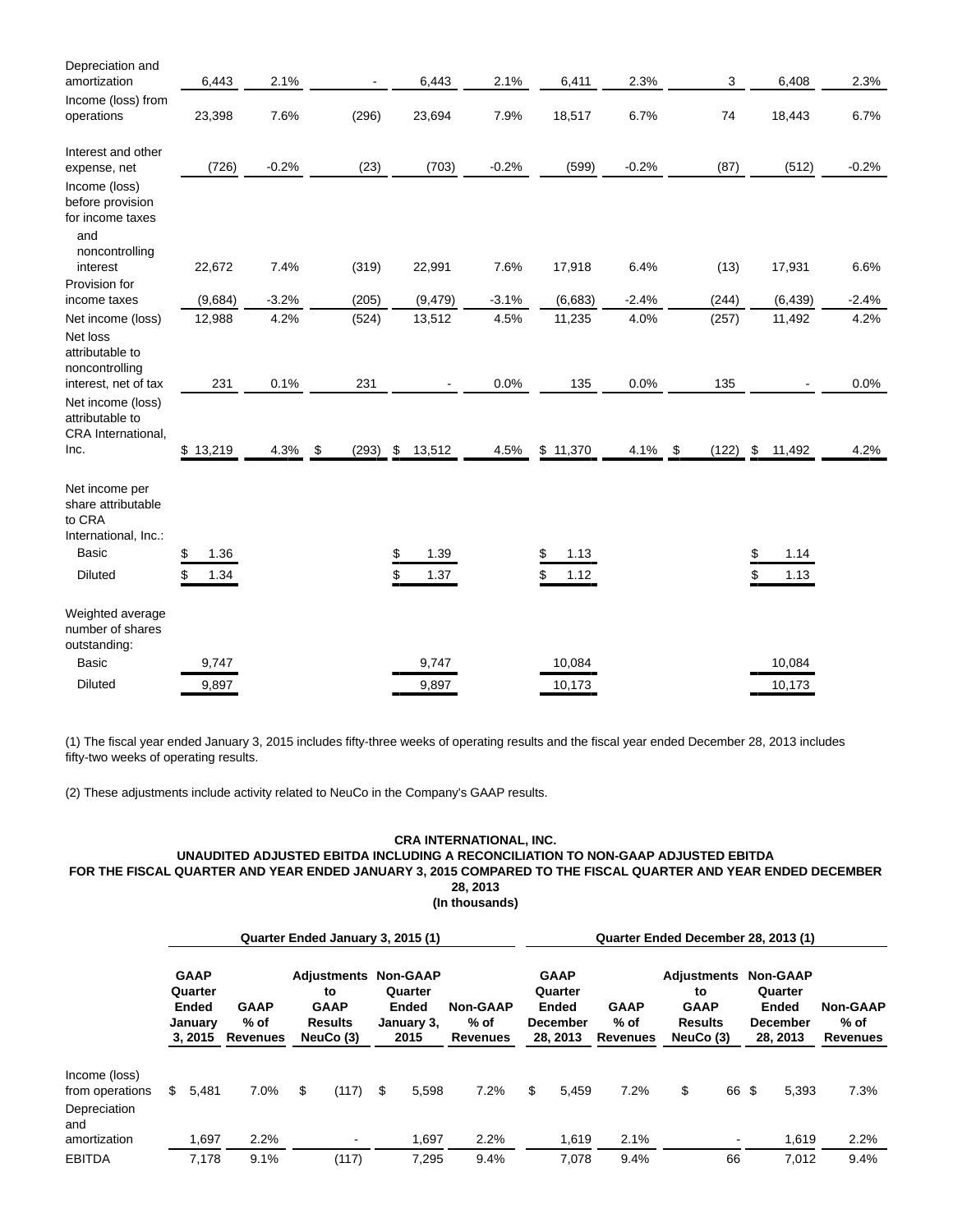| | | | | | | | | | | |
|---|---|---|---|---|---|---|---|---|---|---|
| Depreciation and amortization | 6,443 | 2.1% | - | 6,443 | 2.1% | 6,411 | 2.3% | 3 | 6,408 | 2.3% |
| Income (loss) from operations | 23,398 | 7.6% | (296) | 23,694 | 7.9% | 18,517 | 6.7% | 74 | 18,443 | 6.7% |
| Interest and other expense, net | (726) | -0.2% | (23) | (703) | -0.2% | (599) | -0.2% | (87) | (512) | -0.2% |
| Income (loss) before provision for income taxes and noncontrolling interest | 22,672 | 7.4% | (319) | 22,991 | 7.6% | 17,918 | 6.4% | (13) | 17,931 | 6.6% |
| Provision for income taxes | (9,684) | -3.2% | (205) | (9,479) | -3.1% | (6,683) | -2.4% | (244) | (6,439) | -2.4% |
| Net income (loss) | 12,988 | 4.2% | (524) | 13,512 | 4.5% | 11,235 | 4.0% | (257) | 11,492 | 4.2% |
| Net loss attributable to noncontrolling interest, net of tax | 231 | 0.1% | 231 | - | 0.0% | 135 | 0.0% | 135 | - | 0.0% |
| Net income (loss) attributable to CRA International, Inc. | $ 13,219 | 4.3% | $ (293) | $ 13,512 | 4.5% | $ 11,370 | 4.1% | $ (122) | $ 11,492 | 4.2% |
| Net income per share attributable to CRA International, Inc.: | | | | | | | | | | |
| Basic | $ 1.36 | | | $ 1.39 | | $ 1.13 | | | $ 1.14 | |
| Diluted | $ 1.34 | | | $ 1.37 | | $ 1.12 | | | $ 1.13 | |
| Weighted average number of shares outstanding: | | | | | | | | | | |
| Basic | 9,747 | | | 9,747 | | 10,084 | | | 10,084 | |
| Diluted | 9,897 | | | 9,897 | | 10,173 | | | 10,173 | |

(1) The fiscal year ended January 3, 2015 includes fifty-three weeks of operating results and the fiscal year ended December 28, 2013 includes fifty-two weeks of operating results.

(2) These adjustments include activity related to NeuCo in the Company's GAAP results.

**CRA INTERNATIONAL, INC.**
**UNAUDITED ADJUSTED EBITDA INCLUDING A RECONCILIATION TO NON-GAAP ADJUSTED EBITDA**
**FOR THE FISCAL QUARTER AND YEAR ENDED JANUARY 3, 2015 COMPARED TO THE FISCAL QUARTER AND YEAR ENDED DECEMBER 28, 2013**
**(In thousands)**

| | Quarter Ended January 3, 2015 (1) | | | | | Quarter Ended December 28, 2013 (1) | | | | |
|---|---|---|---|---|---|---|---|---|---|---|
| | GAAP Quarter Ended January 3, 2015 | GAAP % of Revenues | Adjustments to GAAP Results NeuCo (3) | Non-GAAP Quarter Ended January 3, 2015 | Non-GAAP % of Revenues | GAAP Quarter Ended December 28, 2013 | GAAP % of Revenues | Adjustments to GAAP Results NeuCo (3) | Non-GAAP Quarter Ended December 28, 2013 | Non-GAAP % of Revenues |
| Income (loss) from operations | $ 5,481 | 7.0% | $ (117) | $ 5,598 | 7.2% | $ 5,459 | 7.2% | $ 66 | $ 5,393 | 7.3% |
| Depreciation and amortization | 1,697 | 2.2% | - | 1,697 | 2.2% | 1,619 | 2.1% | - | 1,619 | 2.2% |
| EBITDA | 7,178 | 9.1% | (117) | 7,295 | 9.4% | 7,078 | 9.4% | 66 | 7,012 | 9.4% |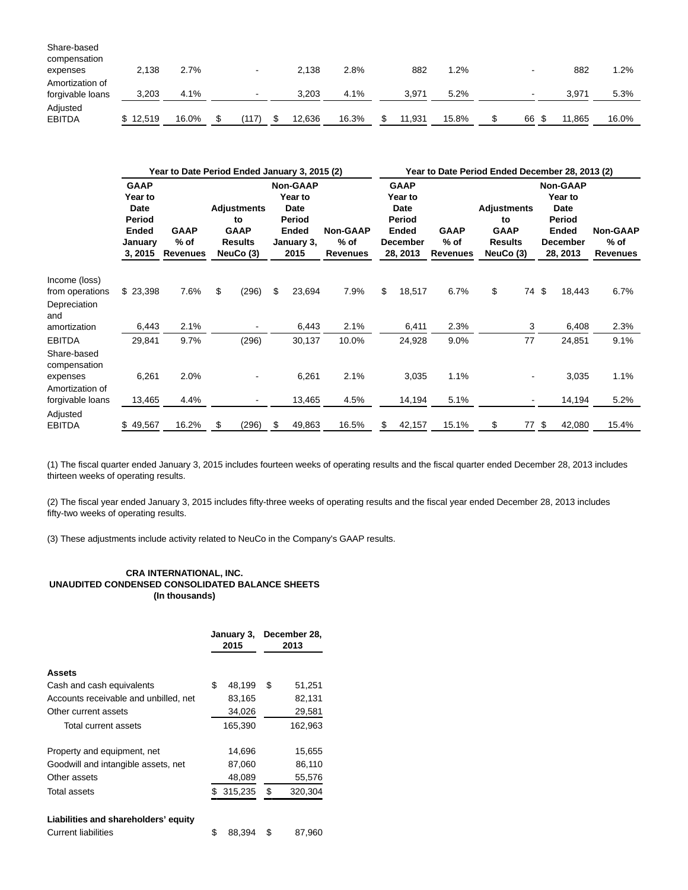| | | | | | | | | | | |
|---|---|---|---|---|---|---|---|---|---|---|
| Share-based compensation expenses | 2,138 | 2.7% | - | 2,138 | 2.8% | 882 | 1.2% | - | 882 | 1.2% |
| Amortization of forgivable loans | 3,203 | 4.1% | - | 3,203 | 4.1% | 3,971 | 5.2% | - | 3,971 | 5.3% |
| Adjusted EBITDA | $ 12,519 | 16.0% | $ (117) | $ 12,636 | 16.3% | $ 11,931 | 15.8% | $ 66 | $ 11,865 | 16.0% |

| | Year to Date Period Ended January 3, 2015 (2) | | | | | Year to Date Period Ended December 28, 2013 (2) | | | | |
|---|---|---|---|---|---|---|---|---|---|---|
| | GAAP Year to Date Period Ended January 3, 2015 | GAAP % of Revenues | Adjustments to GAAP Results NeuCo (3) | Non-GAAP Year to Date Period Ended January 3, 2015 | Non-GAAP % of Revenues | GAAP Year to Date Period Ended December 28, 2013 | GAAP % of Revenues | Adjustments to GAAP Results NeuCo (3) | Non-GAAP Year to Date Period Ended December 28, 2013 | Non-GAAP % of Revenues |
| Income (loss) from operations | $ 23,398 | 7.6% | $ (296) | $ 23,694 | 7.9% | $ 18,517 | 6.7% | $ 74 | $ 18,443 | 6.7% |
| Depreciation and amortization | 6,443 | 2.1% | - | 6,443 | 2.1% | 6,411 | 2.3% | 3 | 6,408 | 2.3% |
| EBITDA | 29,841 | 9.7% | (296) | 30,137 | 10.0% | 24,928 | 9.0% | 77 | 24,851 | 9.1% |
| Share-based compensation expenses | 6,261 | 2.0% | - | 6,261 | 2.1% | 3,035 | 1.1% | - | 3,035 | 1.1% |
| Amortization of forgivable loans | 13,465 | 4.4% | - | 13,465 | 4.5% | 14,194 | 5.1% | - | 14,194 | 5.2% |
| Adjusted EBITDA | $ 49,567 | 16.2% | $ (296) | $ 49,863 | 16.5% | $ 42,157 | 15.1% | $ 77 | $ 42,080 | 15.4% |

(1) The fiscal quarter ended January 3, 2015 includes fourteen weeks of operating results and the fiscal quarter ended December 28, 2013 includes thirteen weeks of operating results.

(2) The fiscal year ended January 3, 2015 includes fifty-three weeks of operating results and the fiscal year ended December 28, 2013 includes fifty-two weeks of operating results.

(3) These adjustments include activity related to NeuCo in the Company's GAAP results.

**CRA INTERNATIONAL, INC.**
**UNAUDITED CONDENSED CONSOLIDATED BALANCE SHEETS**
**(In thousands)**

| | January 3, 2015 | December 28, 2013 |
|---|---|---|
| **Assets** | | |
| Cash and cash equivalents | $ 48,199 | $ 51,251 |
| Accounts receivable and unbilled, net | 83,165 | 82,131 |
| Other current assets | 34,026 | 29,581 |
| Total current assets | 165,390 | 162,963 |
| | | |
| Property and equipment, net | 14,696 | 15,655 |
| Goodwill and intangible assets, net | 87,060 | 86,110 |
| Other assets | 48,089 | 55,576 |
| Total assets | $ 315,235 | $ 320,304 |
| | | |
| **Liabilities and shareholders' equity** | | |
| Current liabilities | $ 88,394 | $ 87,960 |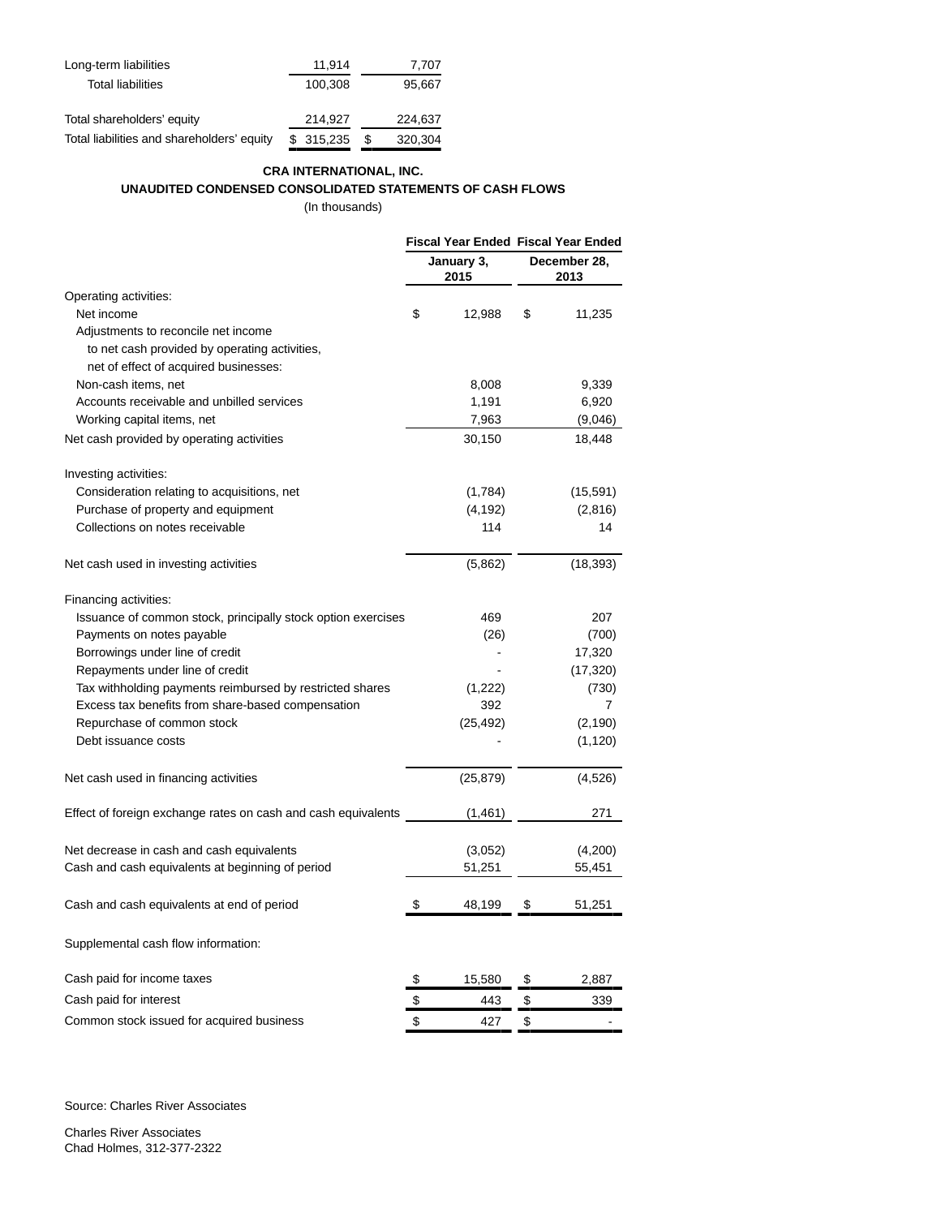| | | |
|---|---|---|
| Long-term liabilities | 11,914 | 7,707 |
| Total liabilities | 100,308 | 95,667 |
| | | |
| Total shareholders' equity | 214,927 | 224,637 |
| Total liabilities and shareholders' equity | $ 315,235 | $ 320,304 |

**CRA INTERNATIONAL, INC.**

**UNAUDITED CONDENSED CONSOLIDATED STATEMENTS OF CASH FLOWS**

(In thousands)

| | Fiscal Year Ended January 3, 2015 | Fiscal Year Ended December 28, 2013 |
|---|---|---|
| Operating activities: | | |
| Net income | $ 12,988 | $ 11,235 |
| Adjustments to reconcile net income to net cash provided by operating activities, net of effect of acquired businesses: | | |
| Non-cash items, net | 8,008 | 9,339 |
| Accounts receivable and unbilled services | 1,191 | 6,920 |
| Working capital items, net | 7,963 | (9,046) |
| Net cash provided by operating activities | 30,150 | 18,448 |
| | | |
| Investing activities: | | |
| Consideration relating to acquisitions, net | (1,784) | (15,591) |
| Purchase of property and equipment | (4,192) | (2,816) |
| Collections on notes receivable | 114 | 14 |
| | | |
| Net cash used in investing activities | (5,862) | (18,393) |
| | | |
| Financing activities: | | |
| Issuance of common stock, principally stock option exercises | 469 | 207 |
| Payments on notes payable | (26) | (700) |
| Borrowings under line of credit | - | 17,320 |
| Repayments under line of credit | - | (17,320) |
| Tax withholding payments reimbursed by restricted shares | (1,222) | (730) |
| Excess tax benefits from share-based compensation | 392 | 7 |
| Repurchase of common stock | (25,492) | (2,190) |
| Debt issuance costs | - | (1,120) |
| | | |
| Net cash used in financing activities | (25,879) | (4,526) |
| | | |
| Effect of foreign exchange rates on cash and cash equivalents | (1,461) | 271 |
| | | |
| Net decrease in cash and cash equivalents | (3,052) | (4,200) |
| Cash and cash equivalents at beginning of period | 51,251 | 55,451 |
| | | |
| Cash and cash equivalents at end of period | $ 48,199 | $ 51,251 |
| | | |
| Supplemental cash flow information: | | |
| | | |
| Cash paid for income taxes | $ 15,580 | $ 2,887 |
| Cash paid for interest | $ 443 | $ 339 |
| Common stock issued for acquired business | $ 427 | $ - |

Source: Charles River Associates

Charles River Associates
Chad Holmes, 312-377-2322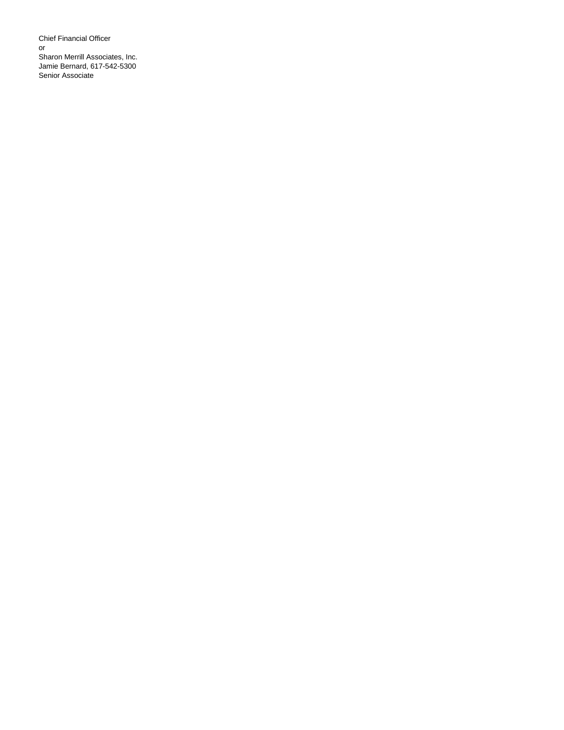Chief Financial Officer
or
Sharon Merrill Associates, Inc.
Jamie Bernard, 617-542-5300
Senior Associate